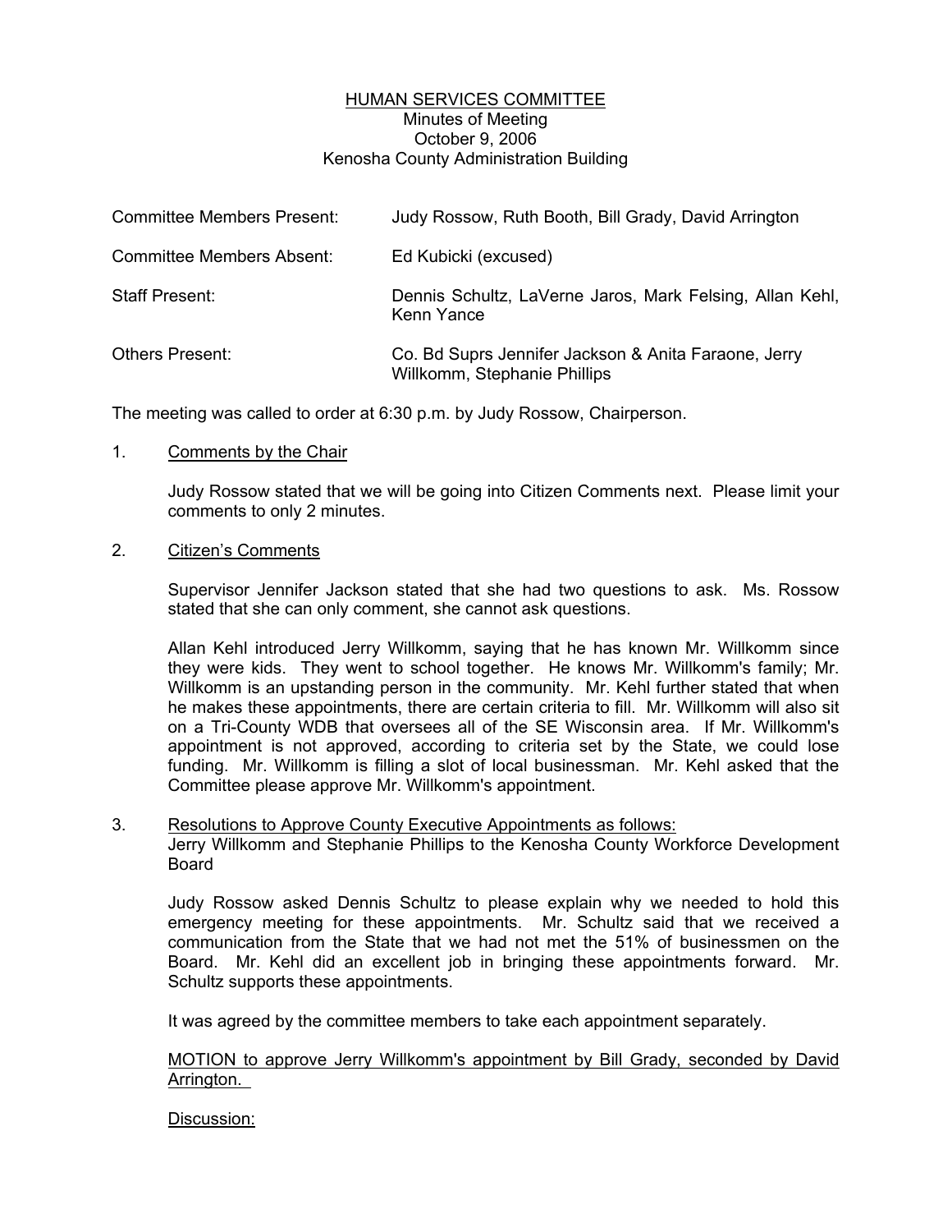# HUMAN SERVICES COMMITTEE

Minutes of Meeting
October 9, 2006
Kenosha County Administration Building

| | |
|---|---|
| Committee Members Present: | Judy Rossow, Ruth Booth, Bill Grady, David Arrington |
| Committee Members Absent: | Ed Kubicki (excused) |
| Staff Present: | Dennis Schultz, LaVerne Jaros, Mark Felsing, Allan Kehl, Kenn Yance |
| Others Present: | Co. Bd Suprs Jennifer Jackson & Anita Faraone, Jerry Willkomm, Stephanie Phillips |

The meeting was called to order at 6:30 p.m. by Judy Rossow, Chairperson.

1. Comments by the Chair

   Judy Rossow stated that we will be going into Citizen Comments next. Please limit your comments to only 2 minutes.

2. Citizen's Comments

   Supervisor Jennifer Jackson stated that she had two questions to ask. Ms. Rossow stated that she can only comment, she cannot ask questions.

   Allan Kehl introduced Jerry Willkomm, saying that he has known Mr. Willkomm since they were kids. They went to school together. He knows Mr. Willkomm's family; Mr. Willkomm is an upstanding person in the community. Mr. Kehl further stated that when he makes these appointments, there are certain criteria to fill. Mr. Willkomm will also sit on a Tri-County WDB that oversees all of the SE Wisconsin area. If Mr. Willkomm's appointment is not approved, according to criteria set by the State, we could lose funding. Mr. Willkomm is filling a slot of local businessman. Mr. Kehl asked that the Committee please approve Mr. Willkomm's appointment.

3. Resolutions to Approve County Executive Appointments as follows:
   Jerry Willkomm and Stephanie Phillips to the Kenosha County Workforce Development Board

   Judy Rossow asked Dennis Schultz to please explain why we needed to hold this emergency meeting for these appointments. Mr. Schultz said that we received a communication from the State that we had not met the 51% of businessmen on the Board. Mr. Kehl did an excellent job in bringing these appointments forward. Mr. Schultz supports these appointments.

   It was agreed by the committee members to take each appointment separately.

   MOTION to approve Jerry Willkomm's appointment by Bill Grady, seconded by David Arrington.

   Discussion: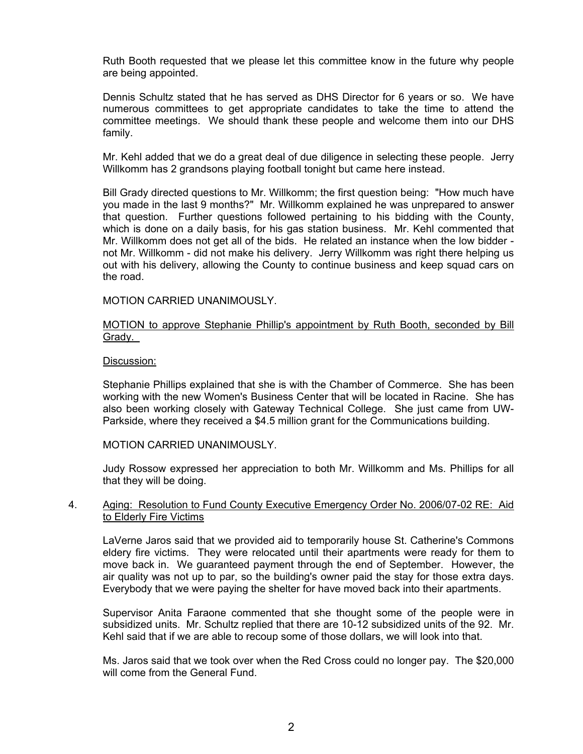Ruth Booth requested that we please let this committee know in the future why people are being appointed.

Dennis Schultz stated that he has served as DHS Director for 6 years or so. We have numerous committees to get appropriate candidates to take the time to attend the committee meetings. We should thank these people and welcome them into our DHS family.

Mr. Kehl added that we do a great deal of due diligence in selecting these people. Jerry Willkomm has 2 grandsons playing football tonight but came here instead.

Bill Grady directed questions to Mr. Willkomm; the first question being: "How much have you made in the last 9 months?" Mr. Willkomm explained he was unprepared to answer that question. Further questions followed pertaining to his bidding with the County, which is done on a daily basis, for his gas station business. Mr. Kehl commented that Mr. Willkomm does not get all of the bids. He related an instance when the low bidder - not Mr. Willkomm - did not make his delivery. Jerry Willkomm was right there helping us out with his delivery, allowing the County to continue business and keep squad cars on the road.

MOTION CARRIED UNANIMOUSLY.

MOTION to approve Stephanie Phillip's appointment by Ruth Booth, seconded by Bill Grady.

Discussion:

Stephanie Phillips explained that she is with the Chamber of Commerce. She has been working with the new Women's Business Center that will be located in Racine. She has also been working closely with Gateway Technical College. She just came from UW-Parkside, where they received a $4.5 million grant for the Communications building.

MOTION CARRIED UNANIMOUSLY.

Judy Rossow expressed her appreciation to both Mr. Willkomm and Ms. Phillips for all that they will be doing.

4. Aging: Resolution to Fund County Executive Emergency Order No. 2006/07-02 RE: Aid to Elderly Fire Victims

LaVerne Jaros said that we provided aid to temporarily house St. Catherine's Commons eldery fire victims. They were relocated until their apartments were ready for them to move back in. We guaranteed payment through the end of September. However, the air quality was not up to par, so the building's owner paid the stay for those extra days. Everybody that we were paying the shelter for have moved back into their apartments.

Supervisor Anita Faraone commented that she thought some of the people were in subsidized units. Mr. Schultz replied that there are 10-12 subsidized units of the 92. Mr. Kehl said that if we are able to recoup some of those dollars, we will look into that.

Ms. Jaros said that we took over when the Red Cross could no longer pay. The $20,000 will come from the General Fund.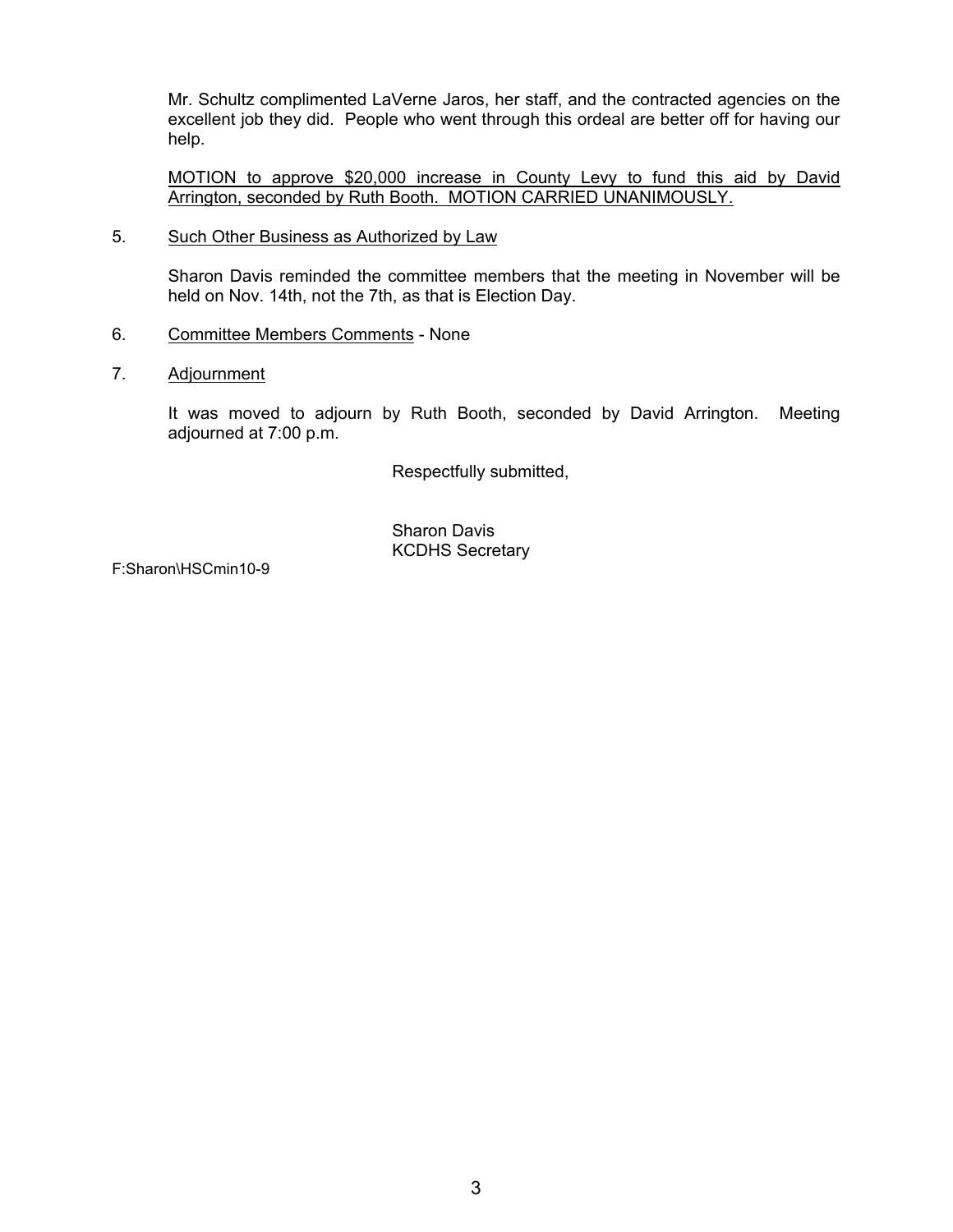Mr. Schultz complimented LaVerne Jaros, her staff, and the contracted agencies on the excellent job they did. People who went through this ordeal are better off for having our help.

<u>MOTION to approve $20,000 increase in County Levy to fund this aid by David Arrington, seconded by Ruth Booth. MOTION CARRIED UNANIMOUSLY.</u>

5. <u>Such Other Business as Authorized by Law</u>

   Sharon Davis reminded the committee members that the meeting in November will be held on Nov. 14th, not the 7th, as that is Election Day.

6. <u>Committee Members Comments</u> - None

7. <u>Adjournment</u>

   It was moved to adjourn by Ruth Booth, seconded by David Arrington. Meeting adjourned at 7:00 p.m.

Respectfully submitted,

Sharon Davis
KCDHS Secretary

F:Sharon\HSCmin10-9